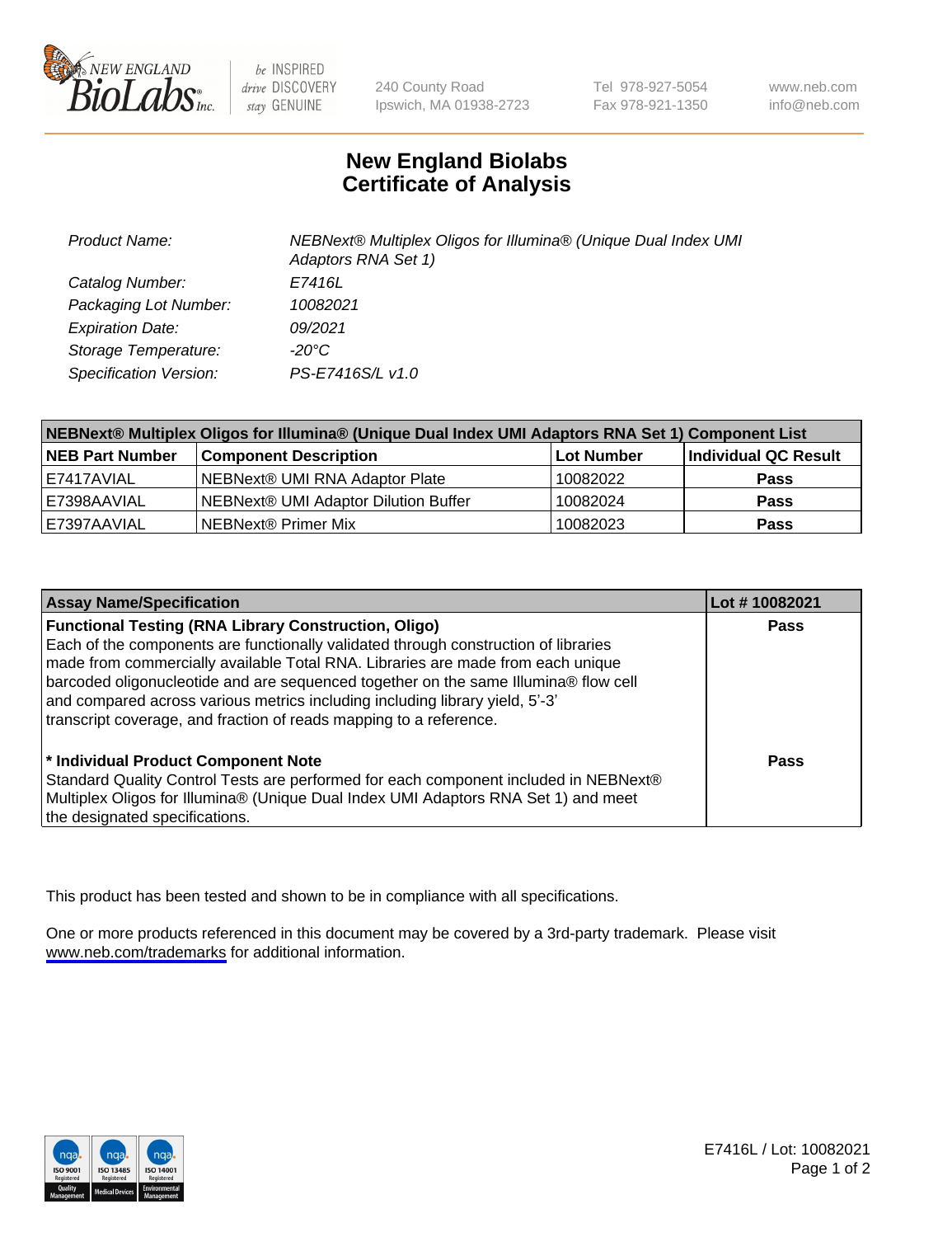# New England Biolabs
# Certificate of Analysis

| | |
|---|---|
| Product Name: | NEBNext® Multiplex Oligos for Illumina® (Unique Dual Index UMI Adaptors RNA Set 1) |
| Catalog Number: | E7416L |
| Packaging Lot Number: | 10082021 |
| Expiration Date: | 09/2021 |
| Storage Temperature: | -20°C |
| Specification Version: | PS-E7416S/L v1.0 |

| NEBNext® Multiplex Oligos for Illumina® (Unique Dual Index UMI Adaptors RNA Set 1) Component List | | | |
|---|---|---|---|
| **NEB Part Number** | **Component Description** | **Lot Number** | **Individual QC Result** |
| E7417AVIAL | NEBNext® UMI RNA Adaptor Plate | 10082022 | **Pass** |
| E7398AAVIAL | NEBNext® UMI Adaptor Dilution Buffer | 10082024 | **Pass** |
| E7397AAVIAL | NEBNext® Primer Mix | 10082023 | **Pass** |

| Assay Name/Specification | Lot # 10082021 |
|---|---|
| **Functional Testing (RNA Library Construction, Oligo)** Each of the components are functionally validated through construction of libraries made from commercially available Total RNA. Libraries are made from each unique barcoded oligonucleotide and are sequenced together on the same Illumina® flow cell and compared across various metrics including including library yield, 5'-3' transcript coverage, and fraction of reads mapping to a reference. | **Pass** |
| **\* Individual Product Component Note** Standard Quality Control Tests are performed for each component included in NEBNext® Multiplex Oligos for Illumina® (Unique Dual Index UMI Adaptors RNA Set 1) and meet the designated specifications. | **Pass** |

This product has been tested and shown to be in compliance with all specifications.

One or more products referenced in this document may be covered by a 3rd-party trademark. Please visit www.neb.com/trademarks for additional information.

E7416L / Lot: 10082021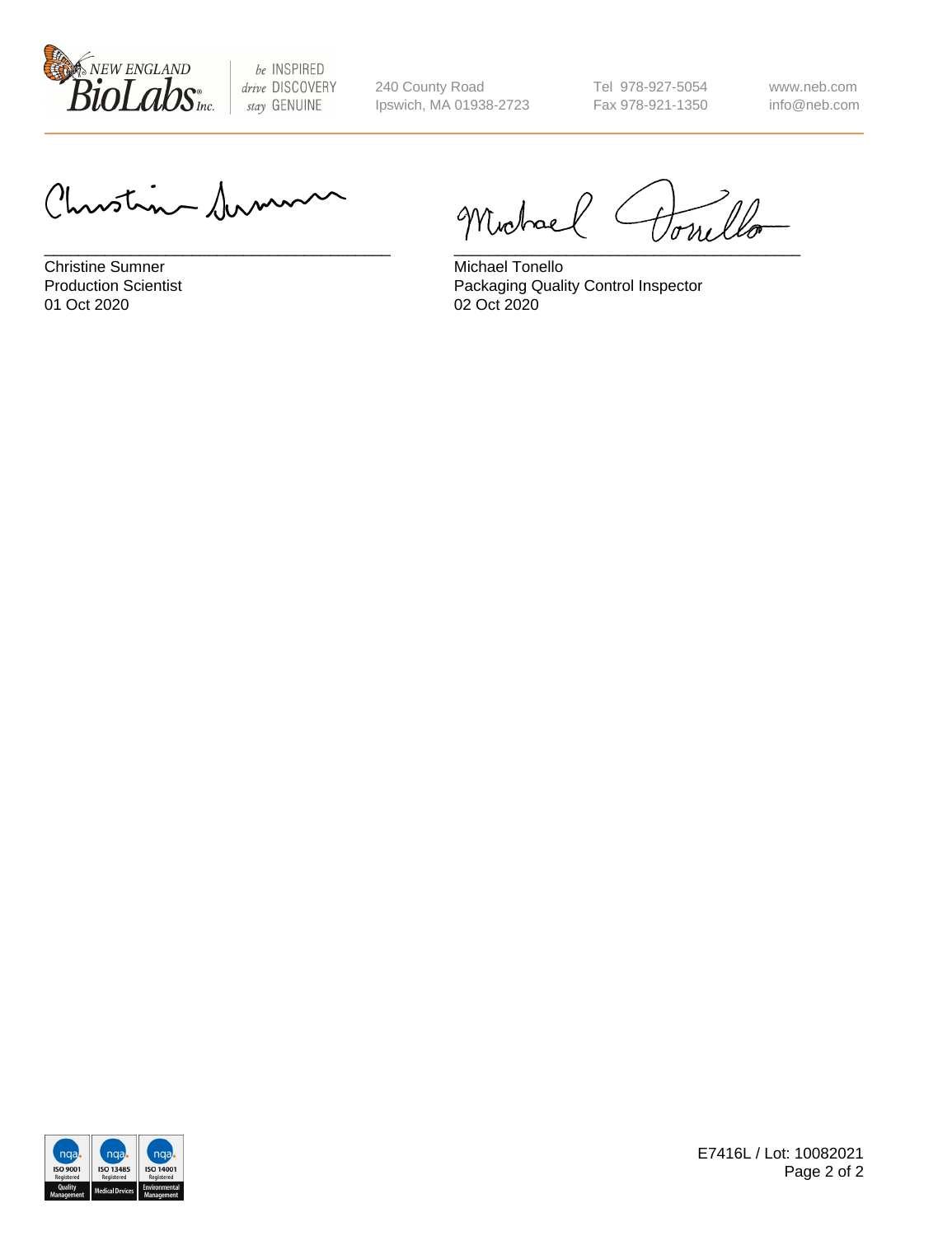Christine Sumner
Production Scientist
01 Oct 2020

Michael Tonello
Packaging Quality Control Inspector
02 Oct 2020

E7416L / Lot: 10082021